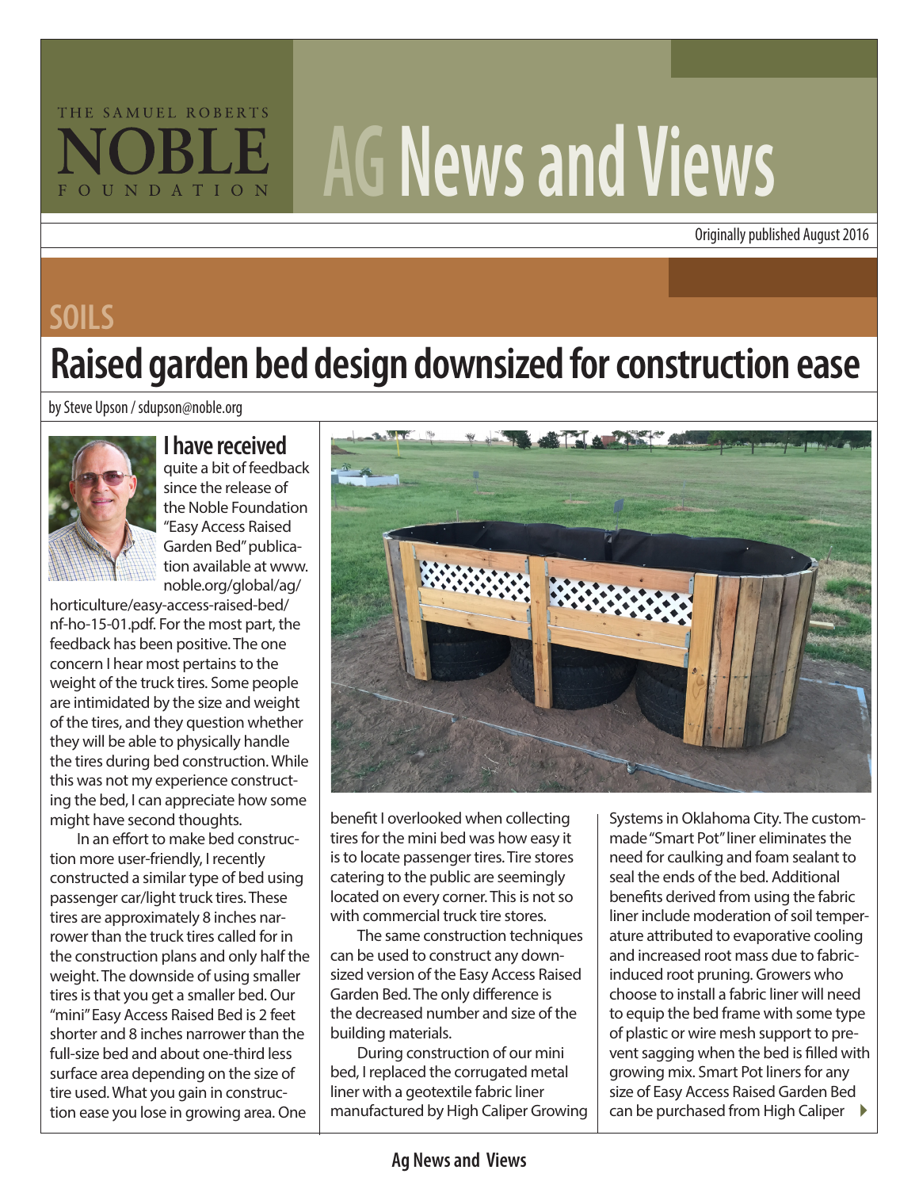THE SAMUEL ROBERTS NOBLE FOUNDATION

# AG News and Views

Originally published August 2016

## SOILS

# Raised garden bed design downsized for construction ease

by Steve Upson / sdupson@noble.org

**I have received** quite a bit of feedback since the release of the Noble Foundation "Easy Access Raised Garden Bed" publication available at www.noble.org/global/ag/horticulture/easy-access-raised-bed/nf-ho-15-01.pdf. For the most part, the feedback has been positive. The one concern I hear most pertains to the weight of the truck tires. Some people are intimidated by the size and weight of the tires, and they question whether they will be able to physically handle the tires during bed construction. While this was not my experience constructing the bed, I can appreciate how some might have second thoughts.

In an effort to make bed construction more user-friendly, I recently constructed a similar type of bed using passenger car/light truck tires. These tires are approximately 8 inches narrower than the truck tires called for in the construction plans and only half the weight. The downside of using smaller tires is that you get a smaller bed. Our "mini" Easy Access Raised Bed is 2 feet shorter and 8 inches narrower than the full-size bed and about one-third less surface area depending on the size of tire used. What you gain in construction ease you lose in growing area. One benefit I overlooked when collecting tires for the mini bed was how easy it is to locate passenger tires. Tire stores catering to the public are seemingly located on every corner. This is not so with commercial truck tire stores.

The same construction techniques can be used to construct any downsized version of the Easy Access Raised Garden Bed. The only difference is the decreased number and size of the building materials.

During construction of our mini bed, I replaced the corrugated metal liner with a geotextile fabric liner manufactured by High Caliper Growing Systems in Oklahoma City. The custom-made "Smart Pot" liner eliminates the need for caulking and foam sealant to seal the ends of the bed. Additional benefits derived from using the fabric liner include moderation of soil temperature attributed to evaporative cooling and increased root mass due to fabric-induced root pruning. Growers who choose to install a fabric liner will need to equip the bed frame with some type of plastic or wire mesh support to prevent sagging when the bed is filled with growing mix. Smart Pot liners for any size of Easy Access Raised Garden Bed can be purchased from High Caliper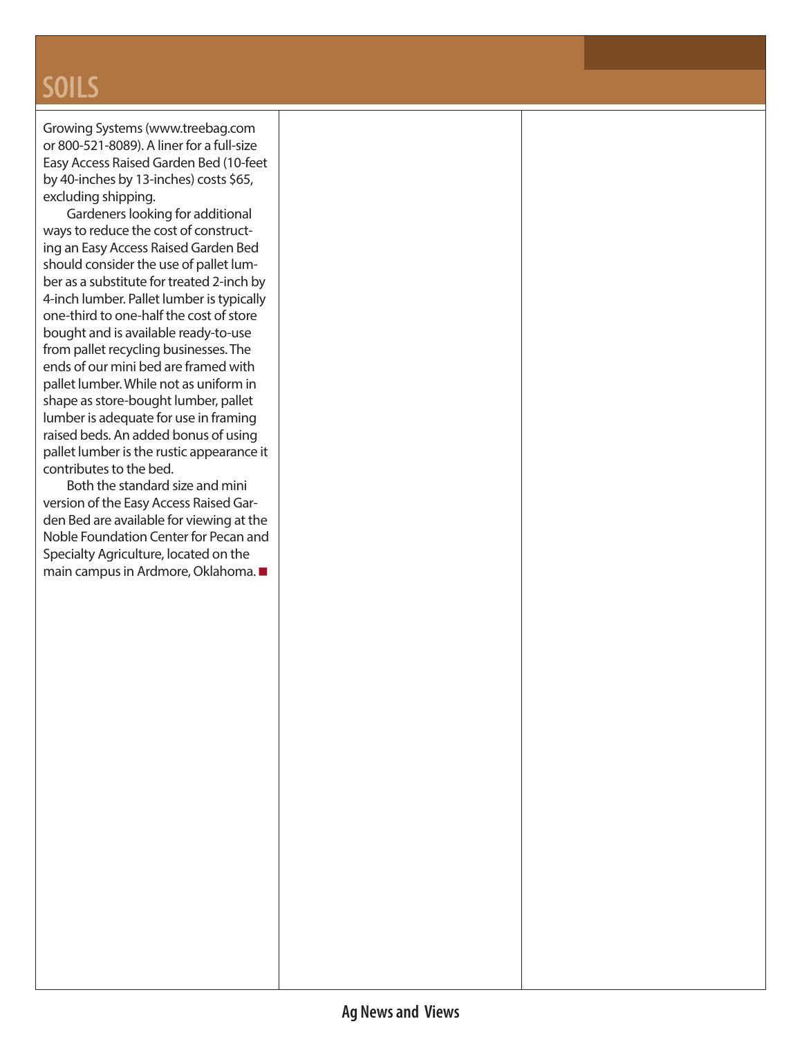Growing Systems (www.treebag.com or 800-521-8089). A liner for a full-size Easy Access Raised Garden Bed (10-feet by 40-inches by 13-inches) costs $65, excluding shipping.

Gardeners looking for additional ways to reduce the cost of constructing an Easy Access Raised Garden Bed should consider the use of pallet lumber as a substitute for treated 2-inch by 4-inch lumber. Pallet lumber is typically one-third to one-half the cost of store bought and is available ready-to-use from pallet recycling businesses. The ends of our mini bed are framed with pallet lumber. While not as uniform in shape as store-bought lumber, pallet lumber is adequate for use in framing raised beds. An added bonus of using pallet lumber is the rustic appearance it contributes to the bed.

Both the standard size and mini version of the Easy Access Raised Garden Bed are available for viewing at the Noble Foundation Center for Pecan and Specialty Agriculture, located on the main campus in Ardmore, Oklahoma. ■